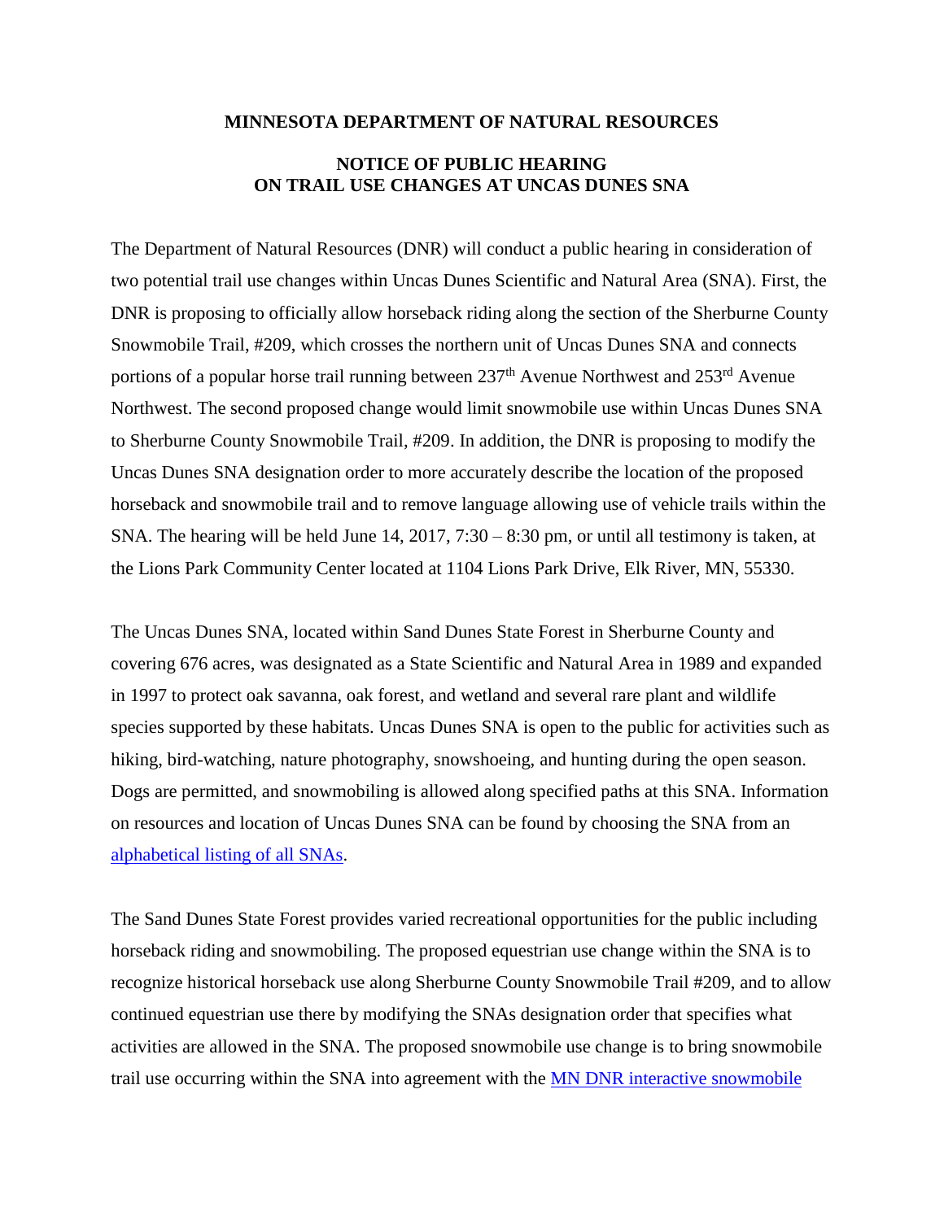**MINNESOTA DEPARTMENT OF NATURAL RESOURCES**

**NOTICE OF PUBLIC HEARING ON TRAIL USE CHANGES AT UNCAS DUNES SNA**

The Department of Natural Resources (DNR) will conduct a public hearing in consideration of two potential trail use changes within Uncas Dunes Scientific and Natural Area (SNA). First, the DNR is proposing to officially allow horseback riding along the section of the Sherburne County Snowmobile Trail, #209, which crosses the northern unit of Uncas Dunes SNA and connects portions of a popular horse trail running between 237th Avenue Northwest and 253rd Avenue Northwest. The second proposed change would limit snowmobile use within Uncas Dunes SNA to Sherburne County Snowmobile Trail, #209. In addition, the DNR is proposing to modify the Uncas Dunes SNA designation order to more accurately describe the location of the proposed horseback and snowmobile trail and to remove language allowing use of vehicle trails within the SNA. The hearing will be held June 14, 2017, 7:30 – 8:30 pm, or until all testimony is taken, at the Lions Park Community Center located at 1104 Lions Park Drive, Elk River, MN, 55330.

The Uncas Dunes SNA, located within Sand Dunes State Forest in Sherburne County and covering 676 acres, was designated as a State Scientific and Natural Area in 1989 and expanded in 1997 to protect oak savanna, oak forest, and wetland and several rare plant and wildlife species supported by these habitats. Uncas Dunes SNA is open to the public for activities such as hiking, bird-watching, nature photography, snowshoeing, and hunting during the open season. Dogs are permitted, and snowmobiling is allowed along specified paths at this SNA. Information on resources and location of Uncas Dunes SNA can be found by choosing the SNA from an alphabetical listing of all SNAs.

The Sand Dunes State Forest provides varied recreational opportunities for the public including horseback riding and snowmobiling. The proposed equestrian use change within the SNA is to recognize historical horseback use along Sherburne County Snowmobile Trail #209, and to allow continued equestrian use there by modifying the SNAs designation order that specifies what activities are allowed in the SNA. The proposed snowmobile use change is to bring snowmobile trail use occurring within the SNA into agreement with the MN DNR interactive snowmobile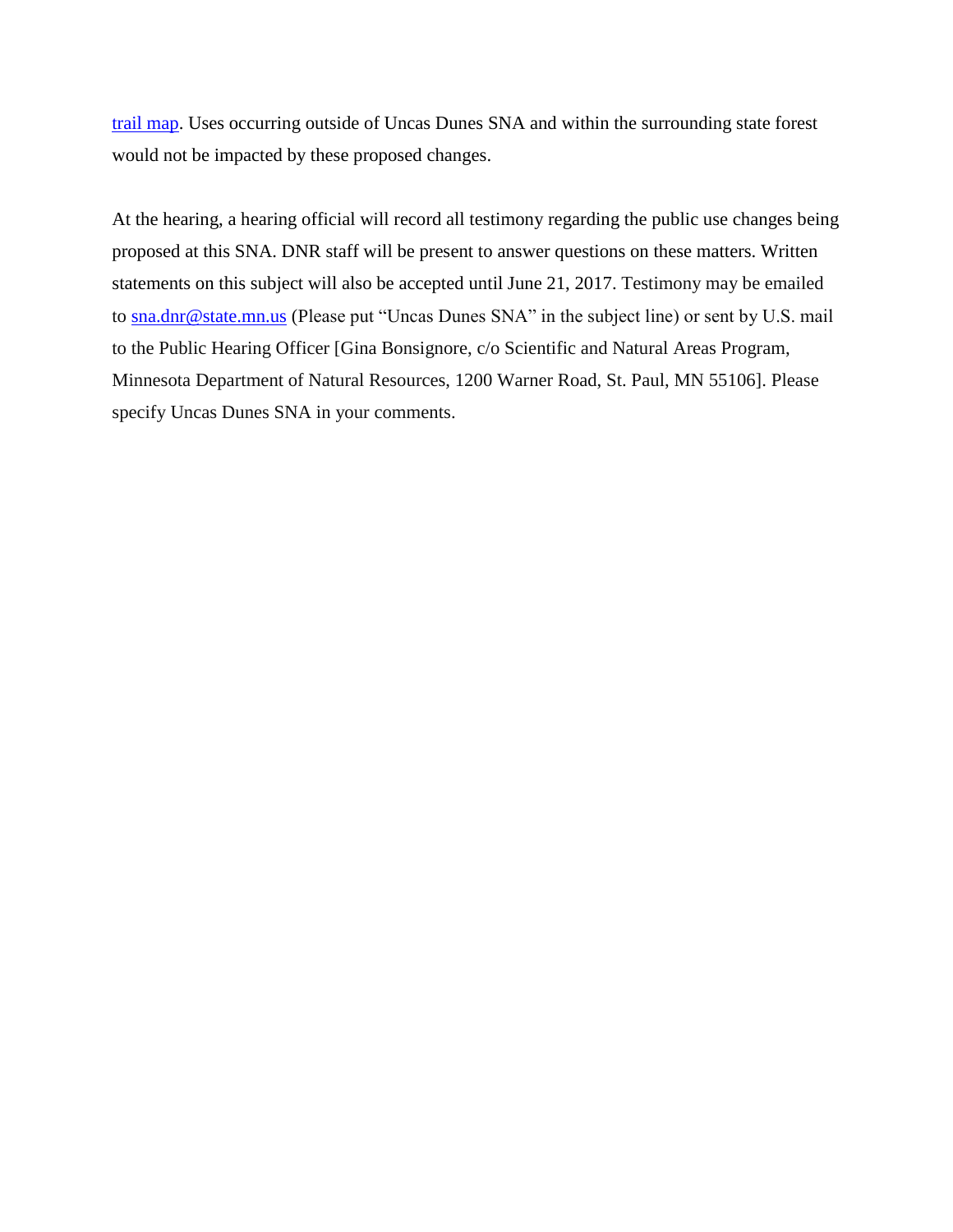trail map. Uses occurring outside of Uncas Dunes SNA and within the surrounding state forest would not be impacted by these proposed changes.

At the hearing, a hearing official will record all testimony regarding the public use changes being proposed at this SNA. DNR staff will be present to answer questions on these matters. Written statements on this subject will also be accepted until June 21, 2017. Testimony may be emailed to sna.dnr@state.mn.us (Please put "Uncas Dunes SNA" in the subject line) or sent by U.S. mail to the Public Hearing Officer [Gina Bonsignore, c/o Scientific and Natural Areas Program, Minnesota Department of Natural Resources, 1200 Warner Road, St. Paul, MN 55106]. Please specify Uncas Dunes SNA in your comments.